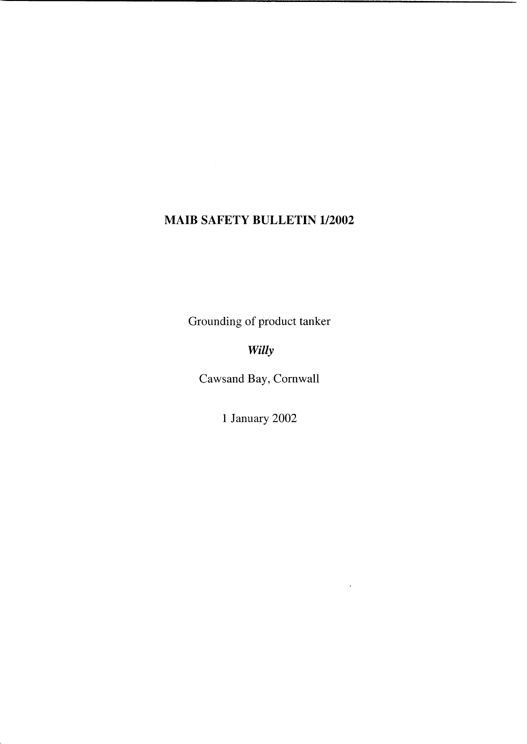# MAIB SAFETY BULLETIN 1/2002

Grounding of product tanker

***Willy***

Cawsand Bay, Cornwall

1 January 2002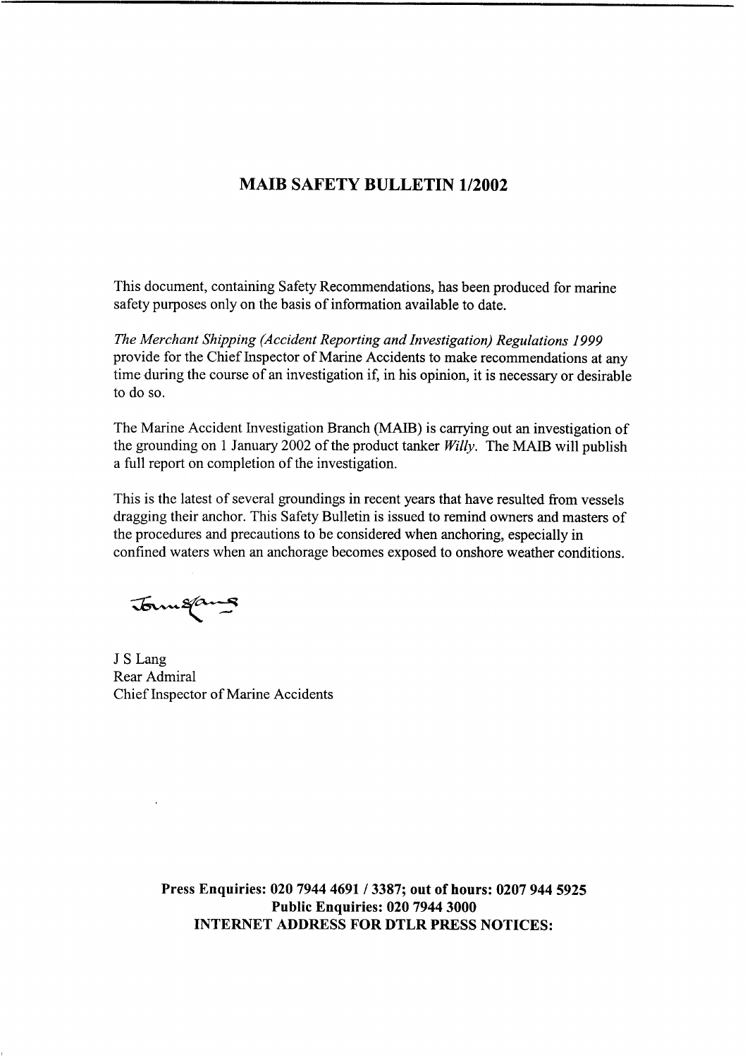# MAIB SAFETY BULLETIN 1/2002

This document, containing Safety Recommendations, has been produced for marine safety purposes only on the basis of information available to date.

*The Merchant Shipping (Accident Reporting and Investigation) Regulations 1999* provide for the Chief Inspector of Marine Accidents to make recommendations at any time during the course of an investigation if, in his opinion, it is necessary or desirable to do so.

The Marine Accident Investigation Branch (MAIB) is carrying out an investigation of the grounding on 1 January 2002 of the product tanker *Willy*. The MAIB will publish a full report on completion of the investigation.

This is the latest of several groundings in recent years that have resulted from vessels dragging their anchor. This Safety Bulletin is issued to remind owners and masters of the procedures and precautions to be considered when anchoring, especially in confined waters when an anchorage becomes exposed to onshore weather conditions.

J S Lang
Rear Admiral
Chief Inspector of Marine Accidents

**Press Enquiries: 020 7944 4691 / 3387; out of hours: 0207 944 5925**
**Public Enquiries: 020 7944 3000**
**INTERNET ADDRESS FOR DTLR PRESS NOTICES:**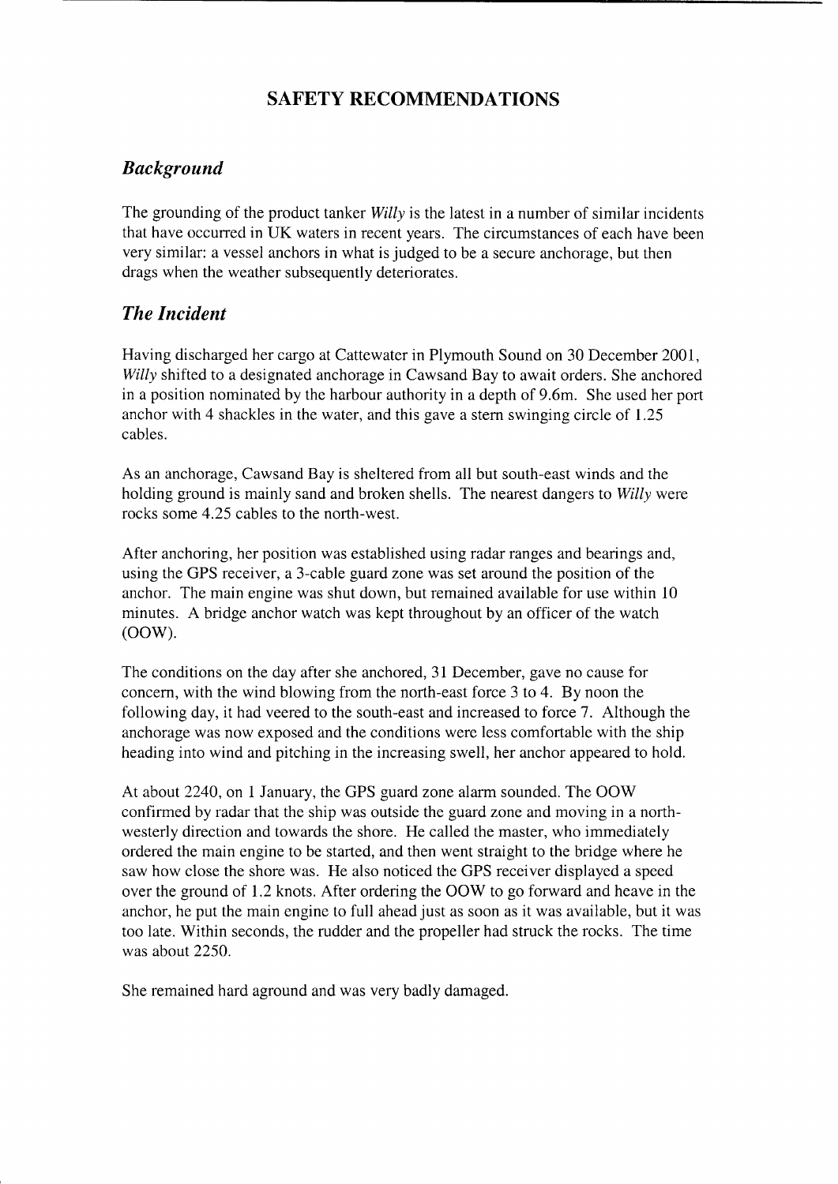# SAFETY RECOMMENDATIONS

## *Background*

The grounding of the product tanker *Willy* is the latest in a number of similar incidents that have occurred in UK waters in recent years. The circumstances of each have been very similar: a vessel anchors in what is judged to be a secure anchorage, but then drags when the weather subsequently deteriorates.

## *The Incident*

Having discharged her cargo at Cattewater in Plymouth Sound on 30 December 2001, *Willy* shifted to a designated anchorage in Cawsand Bay to await orders. She anchored in a position nominated by the harbour authority in a depth of 9.6m. She used her port anchor with 4 shackles in the water, and this gave a stern swinging circle of 1.25 cables.

As an anchorage, Cawsand Bay is sheltered from all but south-east winds and the holding ground is mainly sand and broken shells. The nearest dangers to *Willy* were rocks some 4.25 cables to the north-west.

After anchoring, her position was established using radar ranges and bearings and, using the GPS receiver, a 3-cable guard zone was set around the position of the anchor. The main engine was shut down, but remained available for use within 10 minutes. A bridge anchor watch was kept throughout by an officer of the watch (OOW).

The conditions on the day after she anchored, 31 December, gave no cause for concern, with the wind blowing from the north-east force 3 to 4. By noon the following day, it had veered to the south-east and increased to force 7. Although the anchorage was now exposed and the conditions were less comfortable with the ship heading into wind and pitching in the increasing swell, her anchor appeared to hold.

At about 2240, on 1 January, the GPS guard zone alarm sounded. The OOW confirmed by radar that the ship was outside the guard zone and moving in a north-westerly direction and towards the shore. He called the master, who immediately ordered the main engine to be started, and then went straight to the bridge where he saw how close the shore was. He also noticed the GPS receiver displayed a speed over the ground of 1.2 knots. After ordering the OOW to go forward and heave in the anchor, he put the main engine to full ahead just as soon as it was available, but it was too late. Within seconds, the rudder and the propeller had struck the rocks. The time was about 2250.

She remained hard aground and was very badly damaged.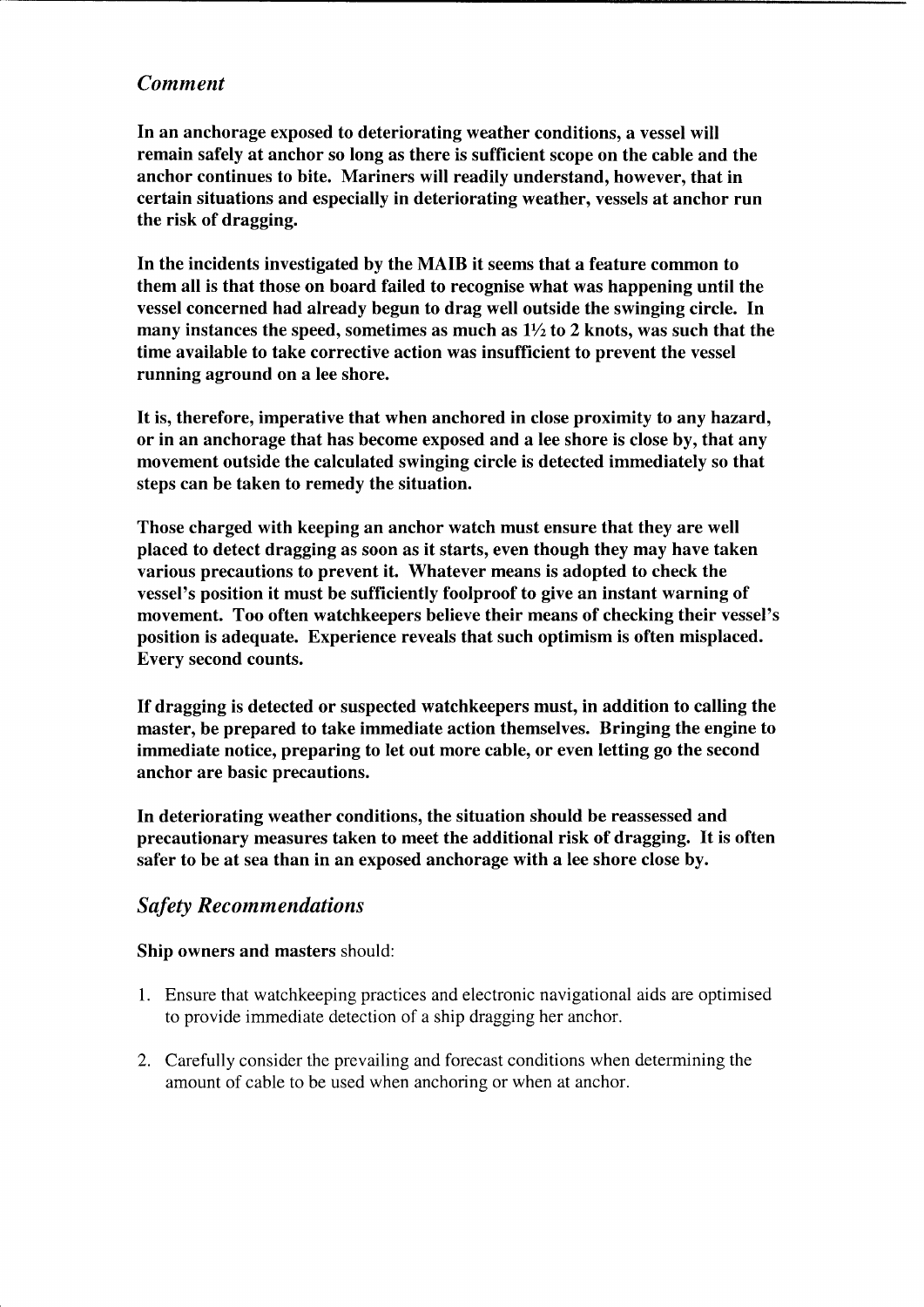## *Comment*

**In an anchorage exposed to deteriorating weather conditions, a vessel will remain safely at anchor so long as there is sufficient scope on the cable and the anchor continues to bite. Mariners will readily understand, however, that in certain situations and especially in deteriorating weather, vessels at anchor run the risk of dragging.**

**In the incidents investigated by the MAIB it seems that a feature common to them all is that those on board failed to recognise what was happening until the vessel concerned had already begun to drag well outside the swinging circle. In many instances the speed, sometimes as much as 1½ to 2 knots, was such that the time available to take corrective action was insufficient to prevent the vessel running aground on a lee shore.**

**It is, therefore, imperative that when anchored in close proximity to any hazard, or in an anchorage that has become exposed and a lee shore is close by, that any movement outside the calculated swinging circle is detected immediately so that steps can be taken to remedy the situation.**

**Those charged with keeping an anchor watch must ensure that they are well placed to detect dragging as soon as it starts, even though they may have taken various precautions to prevent it. Whatever means is adopted to check the vessel's position it must be sufficiently foolproof to give an instant warning of movement. Too often watchkeepers believe their means of checking their vessel's position is adequate. Experience reveals that such optimism is often misplaced. Every second counts.**

**If dragging is detected or suspected watchkeepers must, in addition to calling the master, be prepared to take immediate action themselves. Bringing the engine to immediate notice, preparing to let out more cable, or even letting go the second anchor are basic precautions.**

**In deteriorating weather conditions, the situation should be reassessed and precautionary measures taken to meet the additional risk of dragging. It is often safer to be at sea than in an exposed anchorage with a lee shore close by.**

## *Safety Recommendations*

**Ship owners and masters** should:

1. Ensure that watchkeeping practices and electronic navigational aids are optimised to provide immediate detection of a ship dragging her anchor.
2. Carefully consider the prevailing and forecast conditions when determining the amount of cable to be used when anchoring or when at anchor.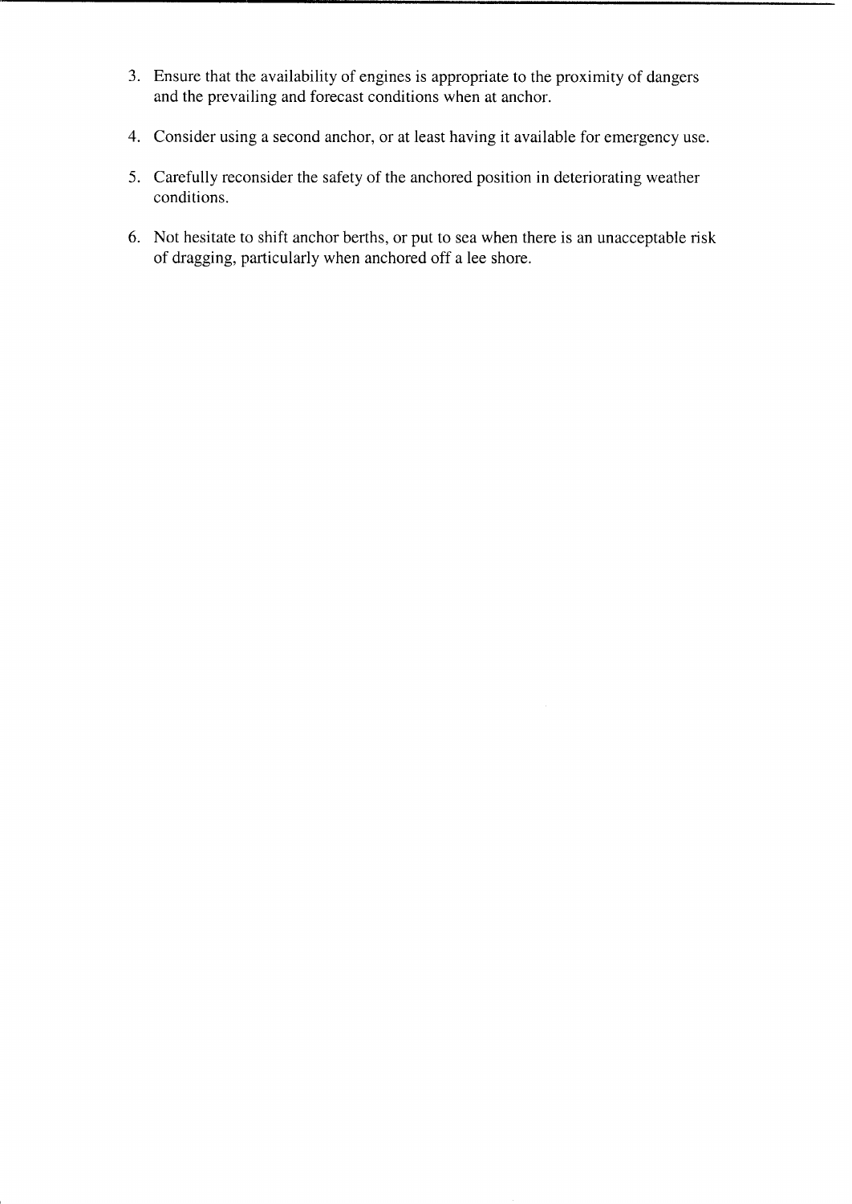3. Ensure that the availability of engines is appropriate to the proximity of dangers and the prevailing and forecast conditions when at anchor.

4. Consider using a second anchor, or at least having it available for emergency use.

5. Carefully reconsider the safety of the anchored position in deteriorating weather conditions.

6. Not hesitate to shift anchor berths, or put to sea when there is an unacceptable risk of dragging, particularly when anchored off a lee shore.